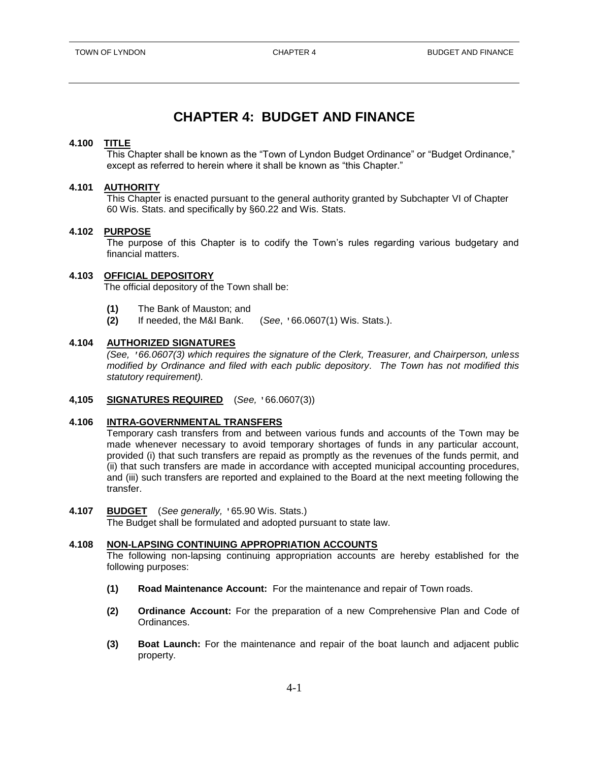# CHAPTER 4: BUDGET AND FINANCE

**4.100 TITLE**

This Chapter shall be known as the "Town of Lyndon Budget Ordinance" or "Budget Ordinance," except as referred to herein where it shall be known as "this Chapter."

**4.101 AUTHORITY**

This Chapter is enacted pursuant to the general authority granted by Subchapter VI of Chapter 60 Wis. Stats. and specifically by §60.22 and Wis. Stats.

**4.102 PURPOSE**

The purpose of this Chapter is to codify the Town's rules regarding various budgetary and financial matters.

**4.103 OFFICIAL DEPOSITORY**

The official depository of the Town shall be:

- **(1)** The Bank of Mauston; and
- **(2)** If needed, the M&I Bank. (*See*, '66.0607(1) Wis. Stats.).

**4.104 AUTHORIZED SIGNATURES**

*(See, '66.0607(3) which requires the signature of the Clerk, Treasurer, and Chairperson, unless modified by Ordinance and filed with each public depository. The Town has not modified this statutory requirement).*

**4,105 SIGNATURES REQUIRED** (*See,* '66.0607(3))

**4.106 INTRA-GOVERNMENTAL TRANSFERS**

Temporary cash transfers from and between various funds and accounts of the Town may be made whenever necessary to avoid temporary shortages of funds in any particular account, provided (i) that such transfers are repaid as promptly as the revenues of the funds permit, and (ii) that such transfers are made in accordance with accepted municipal accounting procedures, and (iii) such transfers are reported and explained to the Board at the next meeting following the transfer.

**4.107 BUDGET** (*See generally,* '65.90 Wis. Stats.)

The Budget shall be formulated and adopted pursuant to state law.

**4.108 NON-LAPSING CONTINUING APPROPRIATION ACCOUNTS**

The following non-lapsing continuing appropriation accounts are hereby established for the following purposes:

- **(1) Road Maintenance Account:** For the maintenance and repair of Town roads.
- **(2) Ordinance Account:** For the preparation of a new Comprehensive Plan and Code of Ordinances.
- **(3) Boat Launch:** For the maintenance and repair of the boat launch and adjacent public property.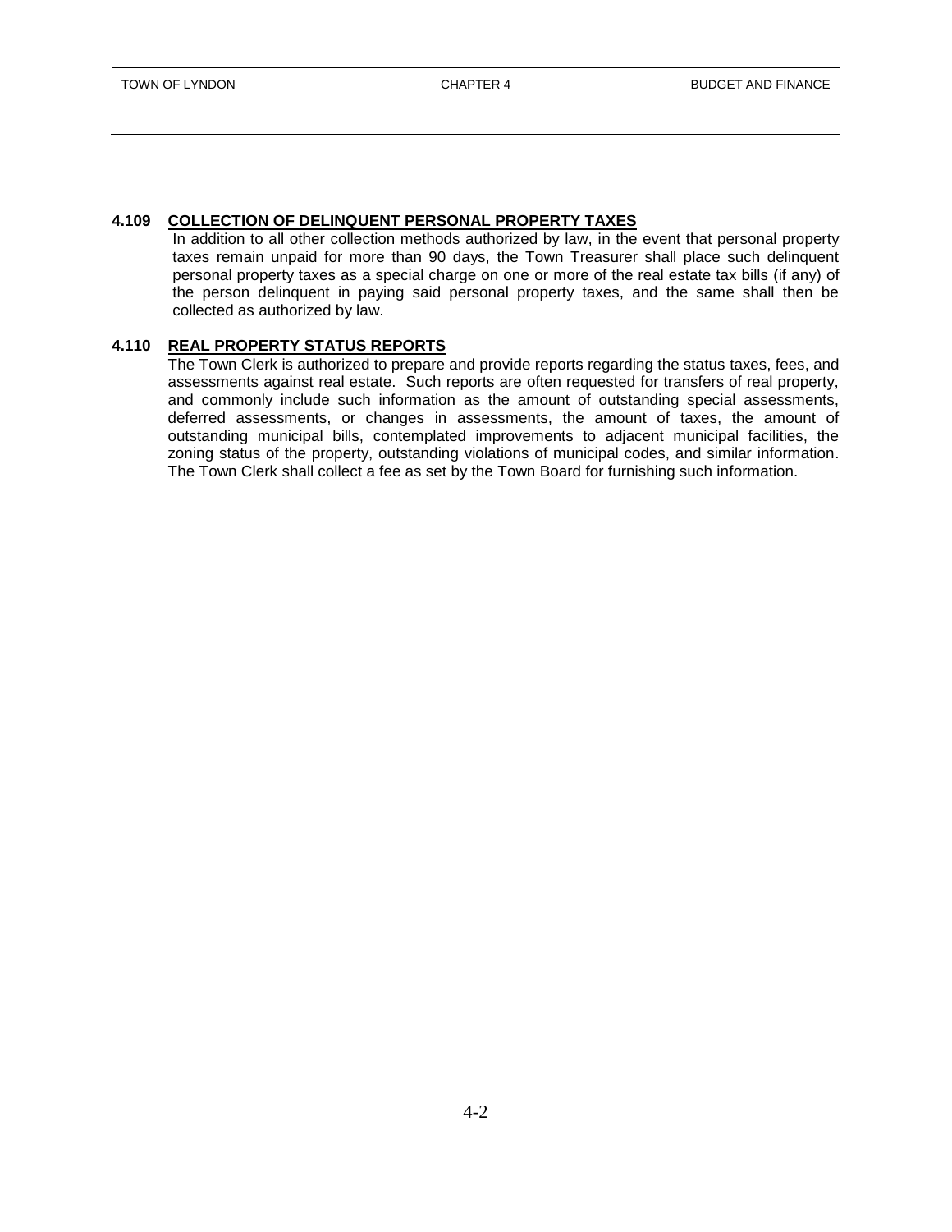**4.109 COLLECTION OF DELINQUENT PERSONAL PROPERTY TAXES**

In addition to all other collection methods authorized by law, in the event that personal property taxes remain unpaid for more than 90 days, the Town Treasurer shall place such delinquent personal property taxes as a special charge on one or more of the real estate tax bills (if any) of the person delinquent in paying said personal property taxes, and the same shall then be collected as authorized by law.

**4.110 REAL PROPERTY STATUS REPORTS**

The Town Clerk is authorized to prepare and provide reports regarding the status taxes, fees, and assessments against real estate. Such reports are often requested for transfers of real property, and commonly include such information as the amount of outstanding special assessments, deferred assessments, or changes in assessments, the amount of taxes, the amount of outstanding municipal bills, contemplated improvements to adjacent municipal facilities, the zoning status of the property, outstanding violations of municipal codes, and similar information. The Town Clerk shall collect a fee as set by the Town Board for furnishing such information.